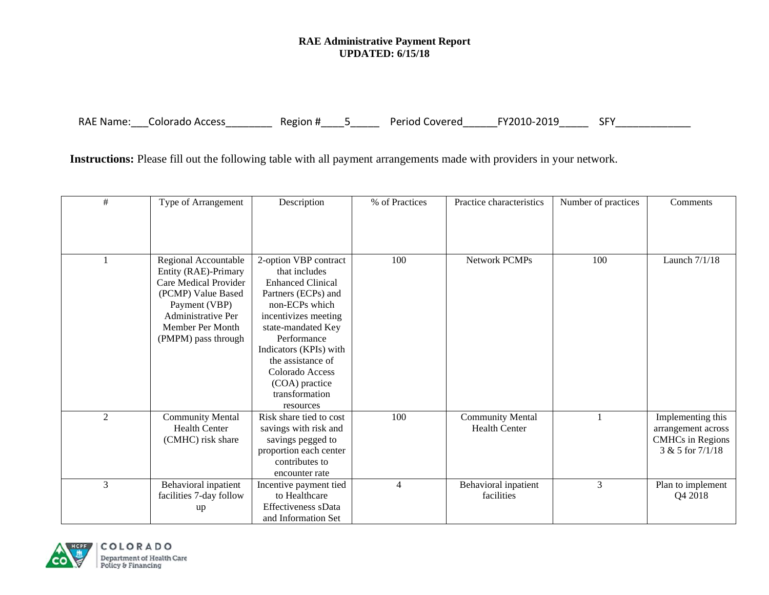**RAE Administrative Payment Report**
**UPDATED: 6/15/18**

RAE Name:___Colorado Access________ Region #____5_____ Period Covered______FY2010-2019_____ SFY_____________

**Instructions:** Please fill out the following table with all payment arrangements made with providers in your network.

| # | Type of Arrangement | Description | % of Practices | Practice characteristics | Number of practices | Comments |
|---|---|---|---|---|---|---|
| 1 | Regional Accountable Entity (RAE)-Primary Care Medical Provider (PCMP) Value Based Payment (VBP) Administrative Per Member Per Month (PMPM) pass through | 2-option VBP contract that includes Enhanced Clinical Partners (ECPs) and non-ECPs which incentivizes meeting state-mandated Key Performance Indicators (KPIs) with the assistance of Colorado Access (COA) practice transformation resources | 100 | Network PCMPs | 100 | Launch 7/1/18 |
| 2 | Community Mental Health Center (CMHC) risk share | Risk share tied to cost savings with risk and savings pegged to proportion each center contributes to encounter rate | 100 | Community Mental Health Center | 1 | Implementing this arrangement across CMHCs in Regions 3 & 5 for 7/1/18 |
| 3 | Behavioral inpatient facilities 7-day follow up | Incentive payment tied to Healthcare Effectiveness sData and Information Set | 4 | Behavioral inpatient facilities | 3 | Plan to implement Q4 2018 |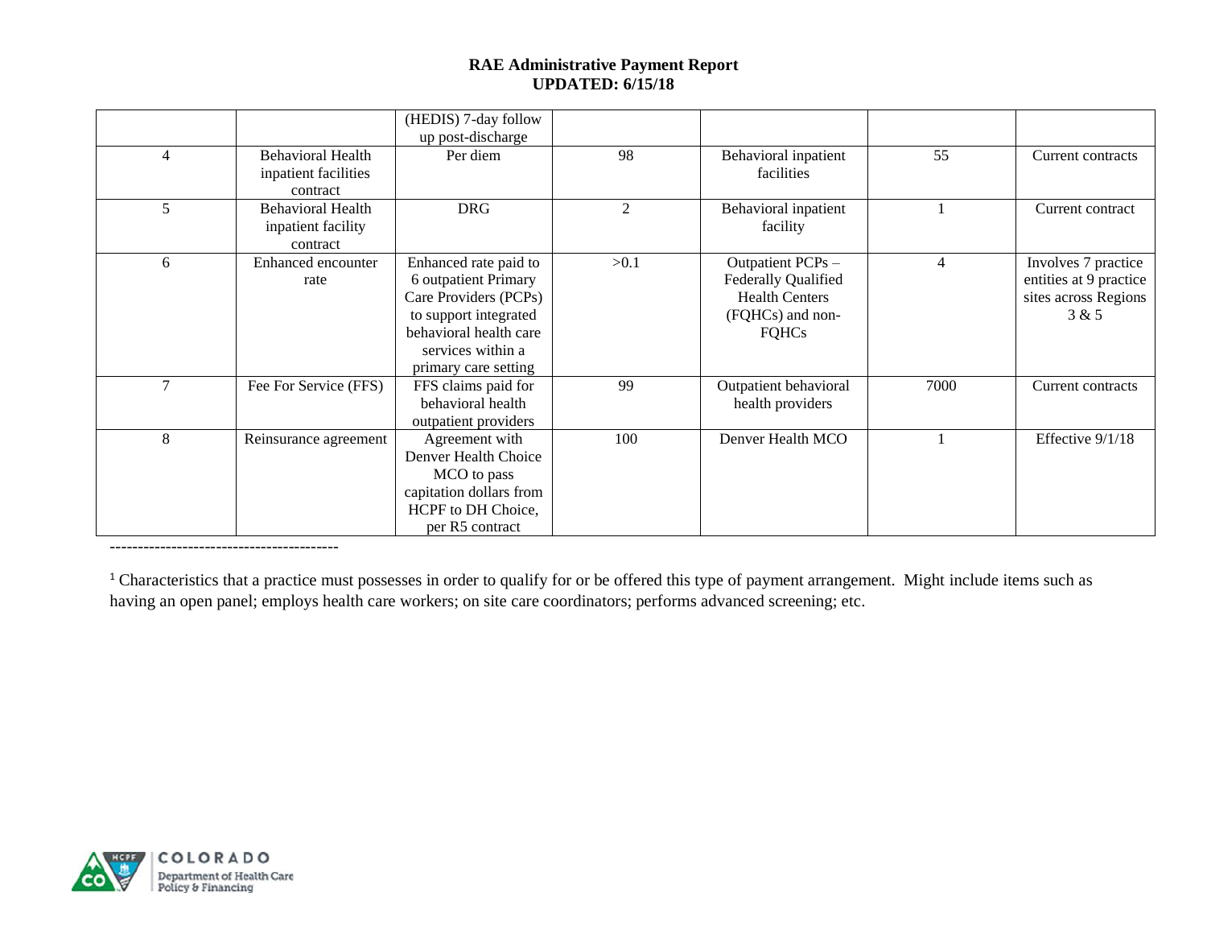# RAE Administrative Payment Report
## UPDATED: 6/15/18

| | | | | | | |
|---|---|---|---|---|---|---|
| | | (HEDIS) 7-day follow up post-discharge | | | | |
| 4 | Behavioral Health inpatient facilities contract | Per diem | 98 | Behavioral inpatient facilities | 55 | Current contracts |
| 5 | Behavioral Health inpatient facility contract | DRG | 2 | Behavioral inpatient facility | 1 | Current contract |
| 6 | Enhanced encounter rate | Enhanced rate paid to 6 outpatient Primary Care Providers (PCPs) to support integrated behavioral health care services within a primary care setting | >0.1 | Outpatient PCPs – Federally Qualified Health Centers (FQHCs) and non-FQHCs | 4 | Involves 7 practice entities at 9 practice sites across Regions 3 & 5 |
| 7 | Fee For Service (FFS) | FFS claims paid for behavioral health outpatient providers | 99 | Outpatient behavioral health providers | 7000 | Current contracts |
| 8 | Reinsurance agreement | Agreement with Denver Health Choice MCO to pass capitation dollars from HCPF to DH Choice, per R5 contract | 100 | Denver Health MCO | 1 | Effective 9/1/18 |

----------------------------------------

[1] Characteristics that a practice must possesses in order to qualify for or be offered this type of payment arrangement. Might include items such as having an open panel; employs health care workers; on site care coordinators; performs advanced screening; etc.

COLORADO Department of Health Care Policy & Financing